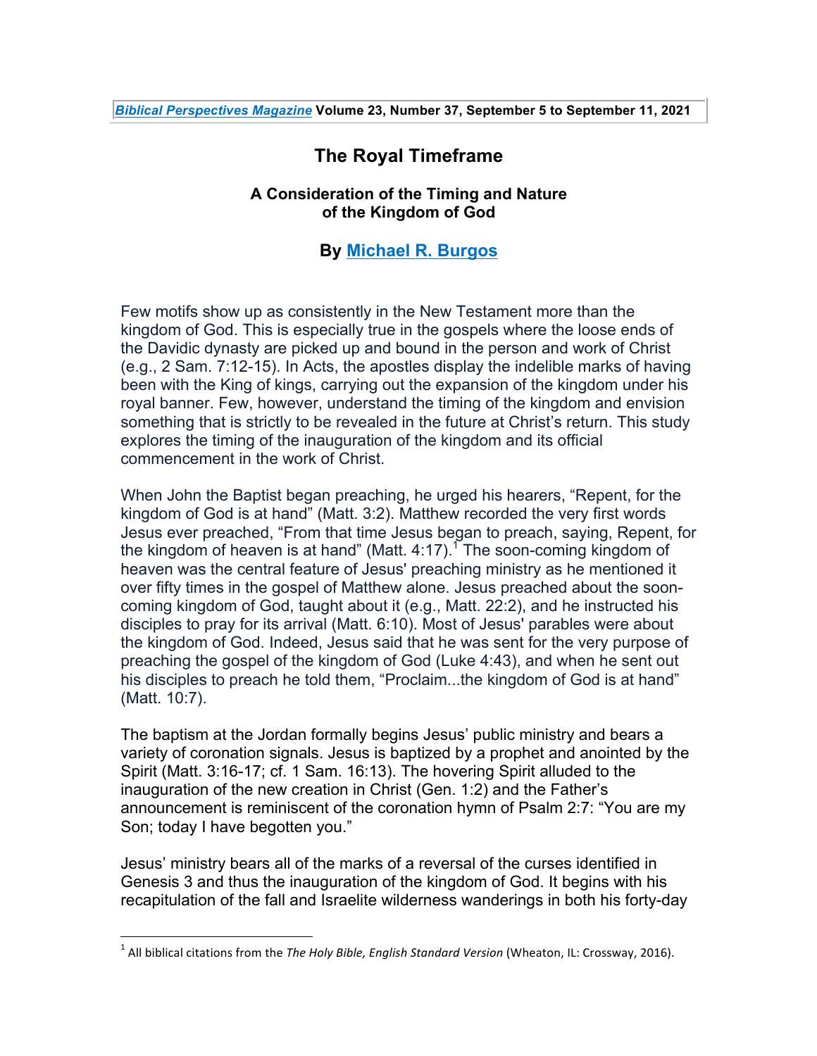# The Royal Timeframe

### A Consideration of the Timing and Nature of the Kingdom of God

### By Michael R. Burgos

Few motifs show up as consistently in the New Testament more than the kingdom of God. This is especially true in the gospels where the loose ends of the Davidic dynasty are picked up and bound in the person and work of Christ (e.g., 2 Sam. 7:12-15). In Acts, the apostles display the indelible marks of having been with the King of kings, carrying out the expansion of the kingdom under his royal banner. Few, however, understand the timing of the kingdom and envision something that is strictly to be revealed in the future at Christ's return. This study explores the timing of the inauguration of the kingdom and its official commencement in the work of Christ.

When John the Baptist began preaching, he urged his hearers, "Repent, for the kingdom of God is at hand" (Matt. 3:2). Matthew recorded the very first words Jesus ever preached, "From that time Jesus began to preach, saying, Repent, for the kingdom of heaven is at hand" (Matt. 4:17).[1] The soon-coming kingdom of heaven was the central feature of Jesus' preaching ministry as he mentioned it over fifty times in the gospel of Matthew alone. Jesus preached about the soon-coming kingdom of God, taught about it (e.g., Matt. 22:2), and he instructed his disciples to pray for its arrival (Matt. 6:10). Most of Jesus' parables were about the kingdom of God. Indeed, Jesus said that he was sent for the very purpose of preaching the gospel of the kingdom of God (Luke 4:43), and when he sent out his disciples to preach he told them, "Proclaim...the kingdom of God is at hand" (Matt. 10:7).

The baptism at the Jordan formally begins Jesus' public ministry and bears a variety of coronation signals. Jesus is baptized by a prophet and anointed by the Spirit (Matt. 3:16-17; cf. 1 Sam. 16:13). The hovering Spirit alluded to the inauguration of the new creation in Christ (Gen. 1:2) and the Father's announcement is reminiscent of the coronation hymn of Psalm 2:7: "You are my Son; today I have begotten you."

Jesus' ministry bears all of the marks of a reversal of the curses identified in Genesis 3 and thus the inauguration of the kingdom of God. It begins with his recapitulation of the fall and Israelite wilderness wanderings in both his forty-day

[1] All biblical citations from the *The Holy Bible, English Standard Version* (Wheaton, IL: Crossway, 2016).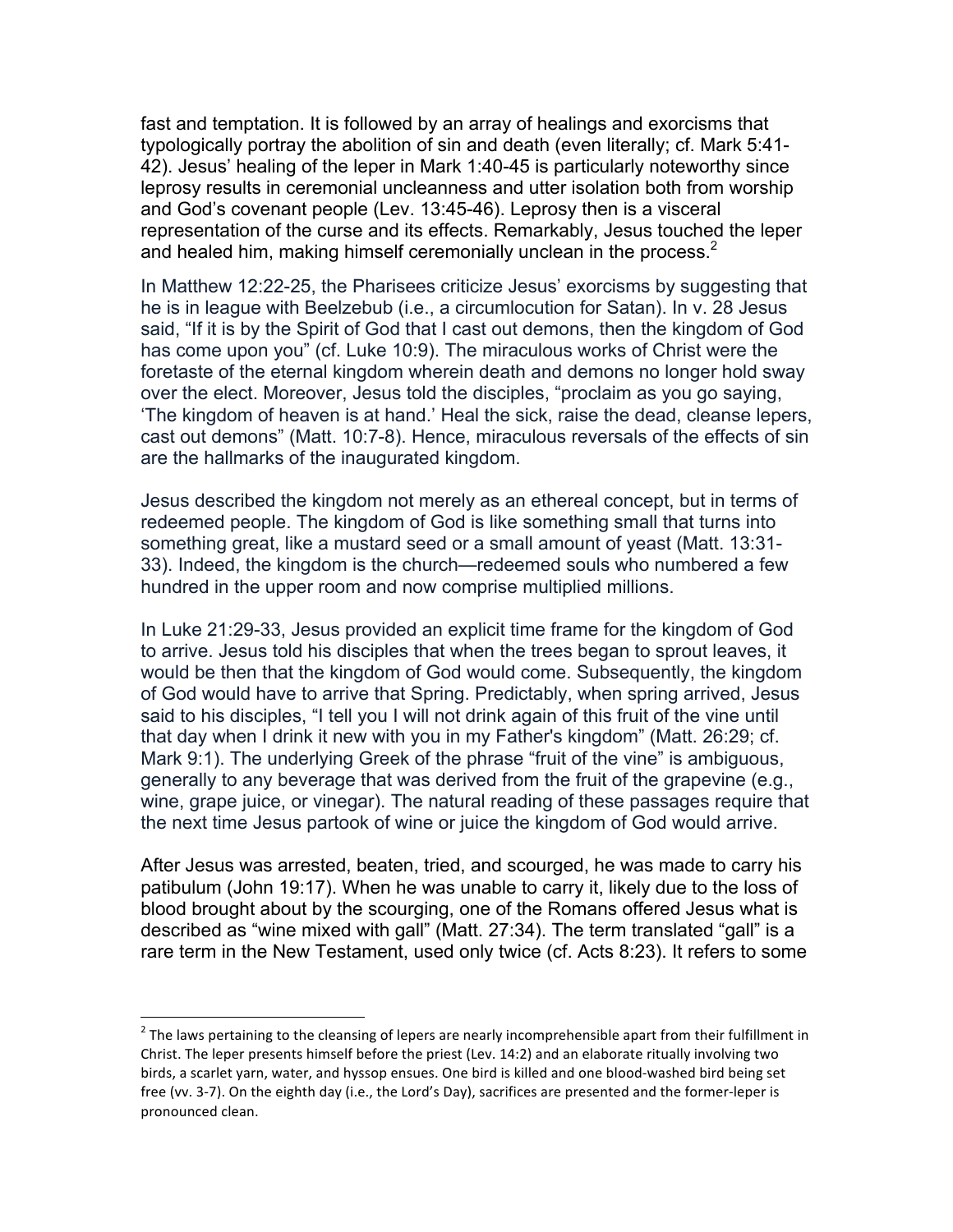fast and temptation. It is followed by an array of healings and exorcisms that typologically portray the abolition of sin and death (even literally; cf. Mark 5:41-42). Jesus' healing of the leper in Mark 1:40-45 is particularly noteworthy since leprosy results in ceremonial uncleanness and utter isolation both from worship and God's covenant people (Lev. 13:45-46). Leprosy then is a visceral representation of the curse and its effects. Remarkably, Jesus touched the leper and healed him, making himself ceremonially unclean in the process.[2]

In Matthew 12:22-25, the Pharisees criticize Jesus' exorcisms by suggesting that he is in league with Beelzebub (i.e., a circumlocution for Satan). In v. 28 Jesus said, "If it is by the Spirit of God that I cast out demons, then the kingdom of God has come upon you" (cf. Luke 10:9). The miraculous works of Christ were the foretaste of the eternal kingdom wherein death and demons no longer hold sway over the elect. Moreover, Jesus told the disciples, "proclaim as you go saying, 'The kingdom of heaven is at hand.' Heal the sick, raise the dead, cleanse lepers, cast out demons" (Matt. 10:7-8). Hence, miraculous reversals of the effects of sin are the hallmarks of the inaugurated kingdom.

Jesus described the kingdom not merely as an ethereal concept, but in terms of redeemed people. The kingdom of God is like something small that turns into something great, like a mustard seed or a small amount of yeast (Matt. 13:31-33). Indeed, the kingdom is the church—redeemed souls who numbered a few hundred in the upper room and now comprise multiplied millions.

In Luke 21:29-33, Jesus provided an explicit time frame for the kingdom of God to arrive. Jesus told his disciples that when the trees began to sprout leaves, it would be then that the kingdom of God would come. Subsequently, the kingdom of God would have to arrive that Spring. Predictably, when spring arrived, Jesus said to his disciples, "I tell you I will not drink again of this fruit of the vine until that day when I drink it new with you in my Father's kingdom" (Matt. 26:29; cf. Mark 9:1). The underlying Greek of the phrase "fruit of the vine" is ambiguous, generally to any beverage that was derived from the fruit of the grapevine (e.g., wine, grape juice, or vinegar). The natural reading of these passages require that the next time Jesus partook of wine or juice the kingdom of God would arrive.

After Jesus was arrested, beaten, tried, and scourged, he was made to carry his patibulum (John 19:17). When he was unable to carry it, likely due to the loss of blood brought about by the scourging, one of the Romans offered Jesus what is described as "wine mixed with gall" (Matt. 27:34). The term translated "gall" is a rare term in the New Testament, used only twice (cf. Acts 8:23). It refers to some

---

[2] The laws pertaining to the cleansing of lepers are nearly incomprehensible apart from their fulfillment in Christ. The leper presents himself before the priest (Lev. 14:2) and an elaborate ritually involving two birds, a scarlet yarn, water, and hyssop ensues. One bird is killed and one blood-washed bird being set free (vv. 3-7). On the eighth day (i.e., the Lord's Day), sacrifices are presented and the former-leper is pronounced clean.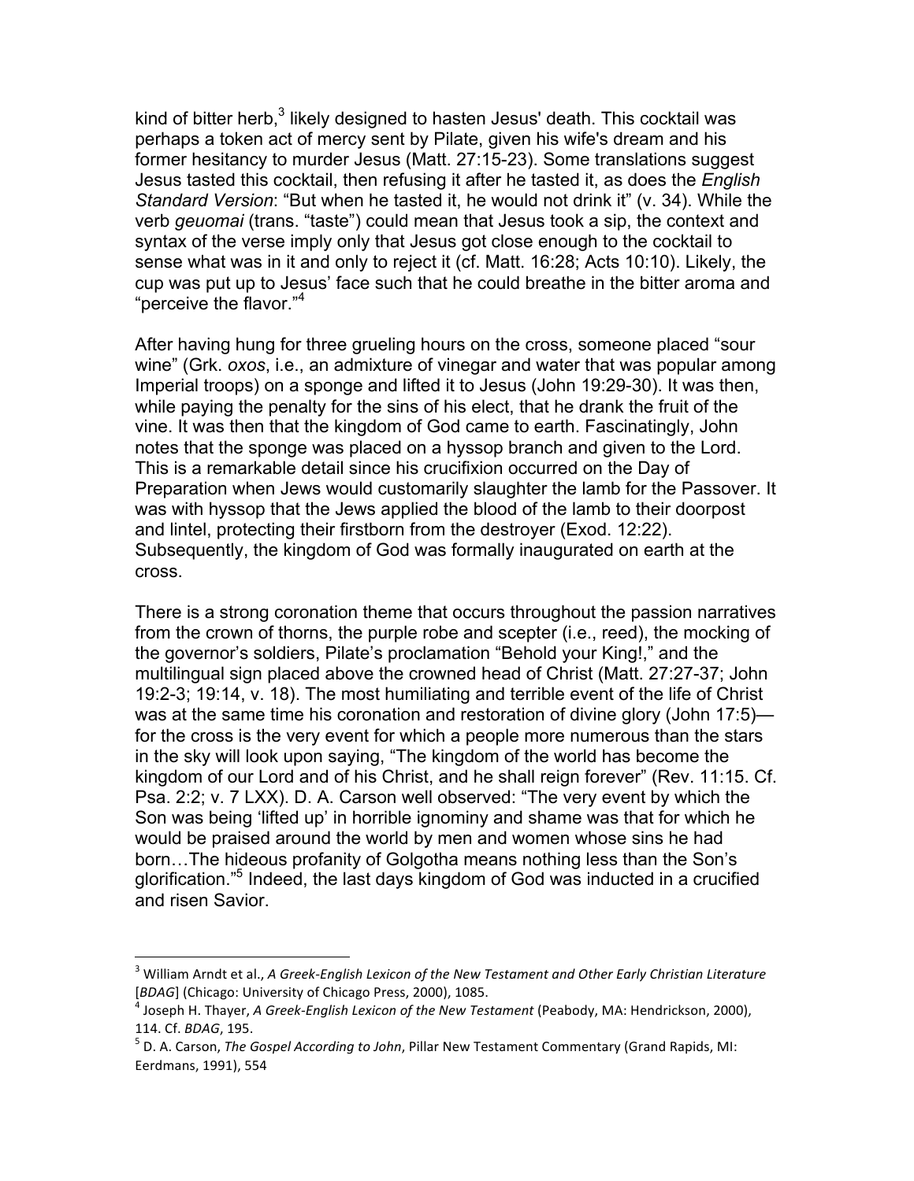kind of bitter herb,[3] likely designed to hasten Jesus' death. This cocktail was perhaps a token act of mercy sent by Pilate, given his wife's dream and his former hesitancy to murder Jesus (Matt. 27:15-23). Some translations suggest Jesus tasted this cocktail, then refusing it after he tasted it, as does the *English Standard Version*: "But when he tasted it, he would not drink it" (v. 34). While the verb *geuomai* (trans. "taste") could mean that Jesus took a sip, the context and syntax of the verse imply only that Jesus got close enough to the cocktail to sense what was in it and only to reject it (cf. Matt. 16:28; Acts 10:10). Likely, the cup was put up to Jesus' face such that he could breathe in the bitter aroma and "perceive the flavor."[4]

After having hung for three grueling hours on the cross, someone placed "sour wine" (Grk. *oxos*, i.e., an admixture of vinegar and water that was popular among Imperial troops) on a sponge and lifted it to Jesus (John 19:29-30). It was then, while paying the penalty for the sins of his elect, that he drank the fruit of the vine. It was then that the kingdom of God came to earth. Fascinatingly, John notes that the sponge was placed on a hyssop branch and given to the Lord. This is a remarkable detail since his crucifixion occurred on the Day of Preparation when Jews would customarily slaughter the lamb for the Passover. It was with hyssop that the Jews applied the blood of the lamb to their doorpost and lintel, protecting their firstborn from the destroyer (Exod. 12:22). Subsequently, the kingdom of God was formally inaugurated on earth at the cross.

There is a strong coronation theme that occurs throughout the passion narratives from the crown of thorns, the purple robe and scepter (i.e., reed), the mocking of the governor's soldiers, Pilate's proclamation "Behold your King!," and the multilingual sign placed above the crowned head of Christ (Matt. 27:27-37; John 19:2-3; 19:14, v. 18). The most humiliating and terrible event of the life of Christ was at the same time his coronation and restoration of divine glory (John 17:5)—for the cross is the very event for which a people more numerous than the stars in the sky will look upon saying, "The kingdom of the world has become the kingdom of our Lord and of his Christ, and he shall reign forever" (Rev. 11:15. Cf. Psa. 2:2; v. 7 LXX). D. A. Carson well observed: "The very event by which the Son was being 'lifted up' in horrible ignominy and shame was that for which he would be praised around the world by men and women whose sins he had born…The hideous profanity of Golgotha means nothing less than the Son's glorification."[5] Indeed, the last days kingdom of God was inducted in a crucified and risen Savior.

---

[3] William Arndt et al., *A Greek-English Lexicon of the New Testament and Other Early Christian Literature* [*BDAG*] (Chicago: University of Chicago Press, 2000), 1085.

[4] Joseph H. Thayer, *A Greek-English Lexicon of the New Testament* (Peabody, MA: Hendrickson, 2000), 114. Cf. *BDAG*, 195.

[5] D. A. Carson, *The Gospel According to John*, Pillar New Testament Commentary (Grand Rapids, MI: Eerdmans, 1991), 554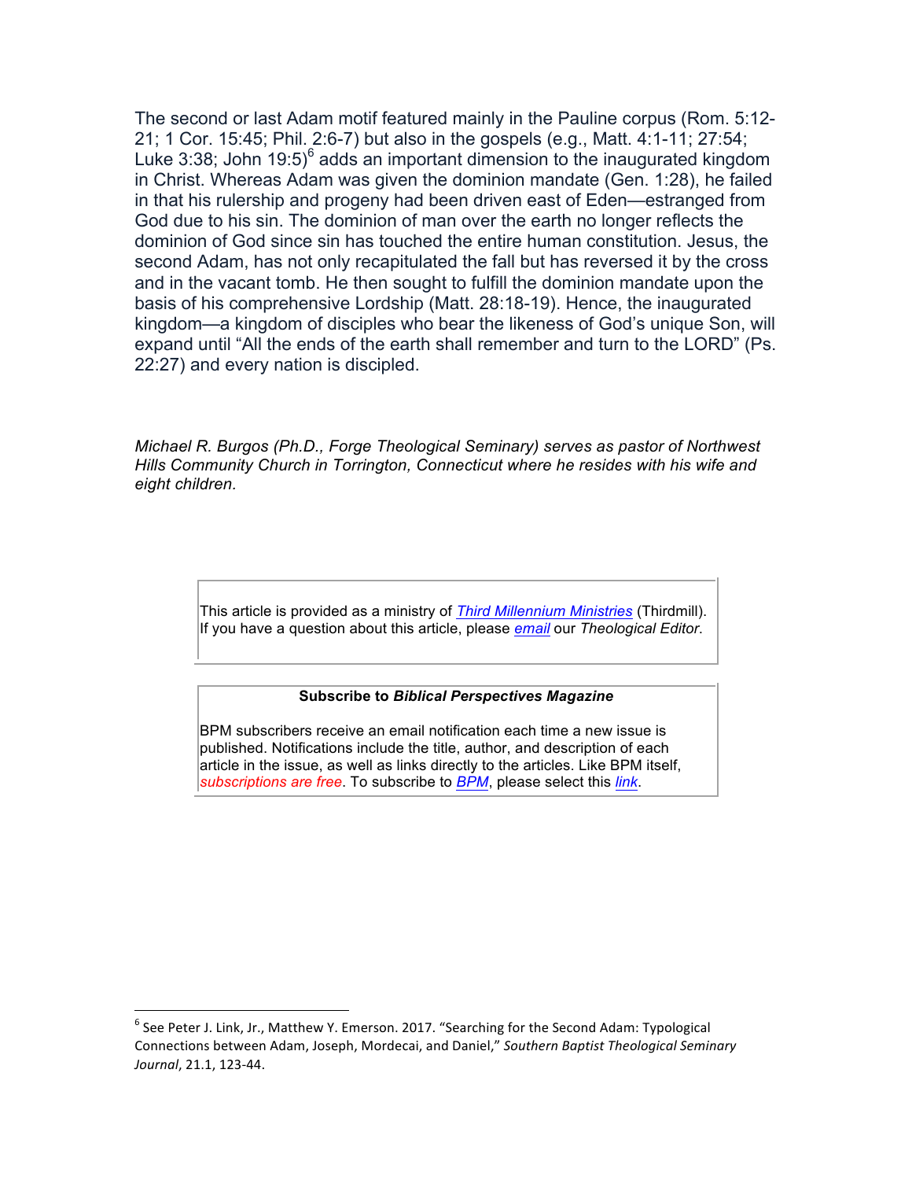The second or last Adam motif featured mainly in the Pauline corpus (Rom. 5:12-21; 1 Cor. 15:45; Phil. 2:6-7) but also in the gospels (e.g., Matt. 4:1-11; 27:54; Luke 3:38; John 19:5)[6] adds an important dimension to the inaugurated kingdom in Christ. Whereas Adam was given the dominion mandate (Gen. 1:28), he failed in that his rulership and progeny had been driven east of Eden—estranged from God due to his sin. The dominion of man over the earth no longer reflects the dominion of God since sin has touched the entire human constitution. Jesus, the second Adam, has not only recapitulated the fall but has reversed it by the cross and in the vacant tomb. He then sought to fulfill the dominion mandate upon the basis of his comprehensive Lordship (Matt. 28:18-19). Hence, the inaugurated kingdom—a kingdom of disciples who bear the likeness of God's unique Son, will expand until "All the ends of the earth shall remember and turn to the LORD" (Ps. 22:27) and every nation is discipled.

*Michael R. Burgos (Ph.D., Forge Theological Seminary) serves as pastor of Northwest Hills Community Church in Torrington, Connecticut where he resides with his wife and eight children.*

This article is provided as a ministry of *Third Millennium Ministries* (Thirdmill). If you have a question about this article, please *email* our *Theological Editor*.

**Subscribe to *Biblical Perspectives Magazine***

BPM subscribers receive an email notification each time a new issue is published. Notifications include the title, author, and description of each article in the issue, as well as links directly to the articles. Like BPM itself, *subscriptions are free*. To subscribe to *BPM*, please select this *link*.

[6] See Peter J. Link, Jr., Matthew Y. Emerson. 2017. "Searching for the Second Adam: Typological Connections between Adam, Joseph, Mordecai, and Daniel," *Southern Baptist Theological Seminary Journal*, 21.1, 123-44.